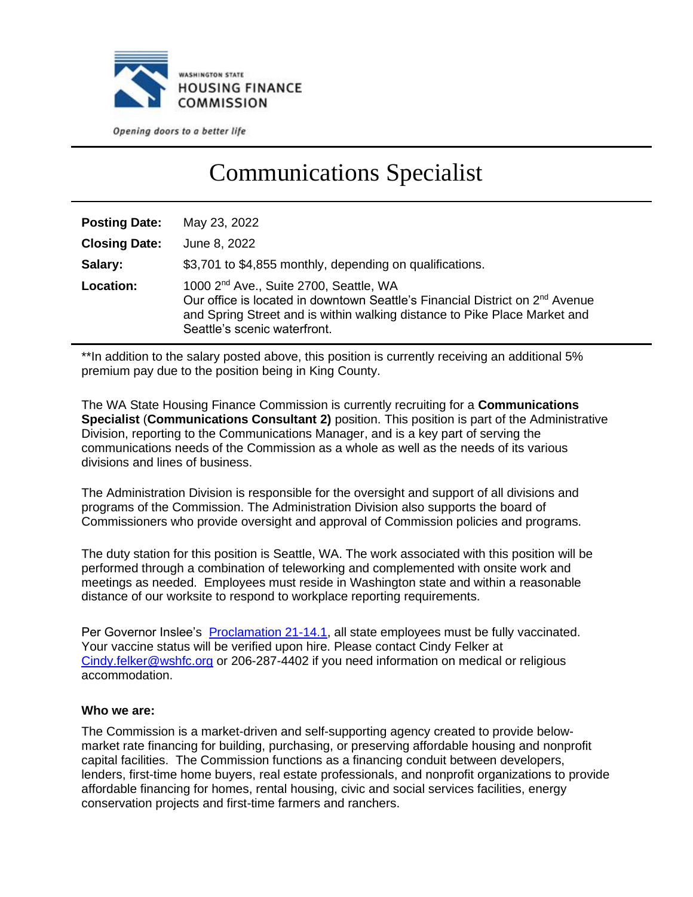WASHINGTON STATE
HOUSING FINANCE
COMMISSION

*Opening doors to a better life*

# Communications Specialist

| | |
|---|---|
| **Posting Date:** | May 23, 2022 |
| **Closing Date:** | June 8, 2022 |
| **Salary:** | $3,701 to $4,855 monthly, depending on qualifications. |
| **Location:** | 1000 2nd Ave., Suite 2700, Seattle, WA<br>Our office is located in downtown Seattle's Financial District on 2nd Avenue and Spring Street and is within walking distance to Pike Place Market and Seattle's scenic waterfront. |

**In addition to the salary posted above, this position is currently receiving an additional 5% premium pay due to the position being in King County.

The WA State Housing Finance Commission is currently recruiting for a **Communications Specialist** (**Communications Consultant 2)** position. This position is part of the Administrative Division, reporting to the Communications Manager, and is a key part of serving the communications needs of the Commission as a whole as well as the needs of its various divisions and lines of business.

The Administration Division is responsible for the oversight and support of all divisions and programs of the Commission. The Administration Division also supports the board of Commissioners who provide oversight and approval of Commission policies and programs.

The duty station for this position is Seattle, WA. The work associated with this position will be performed through a combination of teleworking and complemented with onsite work and meetings as needed. Employees must reside in Washington state and within a reasonable distance of our worksite to respond to workplace reporting requirements.

Per Governor Inslee's Proclamation 21-14.1, all state employees must be fully vaccinated. Your vaccine status will be verified upon hire. Please contact Cindy Felker at Cindy.felker@wshfc.org or 206-287-4402 if you need information on medical or religious accommodation.

**Who we are:**

The Commission is a market-driven and self-supporting agency created to provide below-market rate financing for building, purchasing, or preserving affordable housing and nonprofit capital facilities. The Commission functions as a financing conduit between developers, lenders, first-time home buyers, real estate professionals, and nonprofit organizations to provide affordable financing for homes, rental housing, civic and social services facilities, energy conservation projects and first-time farmers and ranchers.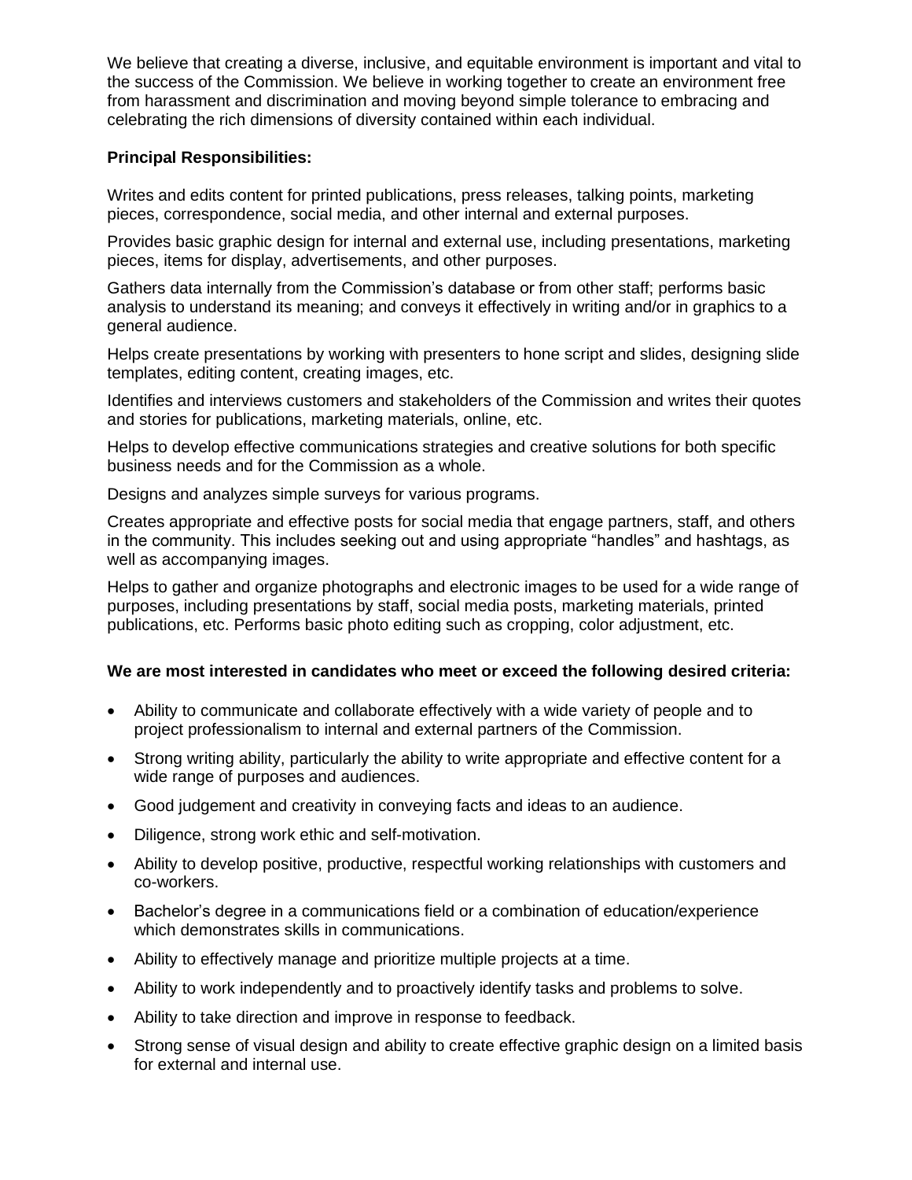We believe that creating a diverse, inclusive, and equitable environment is important and vital to the success of the Commission. We believe in working together to create an environment free from harassment and discrimination and moving beyond simple tolerance to embracing and celebrating the rich dimensions of diversity contained within each individual.

**Principal Responsibilities:**

Writes and edits content for printed publications, press releases, talking points, marketing pieces, correspondence, social media, and other internal and external purposes.

Provides basic graphic design for internal and external use, including presentations, marketing pieces, items for display, advertisements, and other purposes.

Gathers data internally from the Commission's database or from other staff; performs basic analysis to understand its meaning; and conveys it effectively in writing and/or in graphics to a general audience.

Helps create presentations by working with presenters to hone script and slides, designing slide templates, editing content, creating images, etc.

Identifies and interviews customers and stakeholders of the Commission and writes their quotes and stories for publications, marketing materials, online, etc.

Helps to develop effective communications strategies and creative solutions for both specific business needs and for the Commission as a whole.

Designs and analyzes simple surveys for various programs.

Creates appropriate and effective posts for social media that engage partners, staff, and others in the community. This includes seeking out and using appropriate "handles" and hashtags, as well as accompanying images.

Helps to gather and organize photographs and electronic images to be used for a wide range of purposes, including presentations by staff, social media posts, marketing materials, printed publications, etc. Performs basic photo editing such as cropping, color adjustment, etc.

**We are most interested in candidates who meet or exceed the following desired criteria:**

- Ability to communicate and collaborate effectively with a wide variety of people and to project professionalism to internal and external partners of the Commission.
- Strong writing ability, particularly the ability to write appropriate and effective content for a wide range of purposes and audiences.
- Good judgement and creativity in conveying facts and ideas to an audience.
- Diligence, strong work ethic and self-motivation.
- Ability to develop positive, productive, respectful working relationships with customers and co-workers.
- Bachelor's degree in a communications field or a combination of education/experience which demonstrates skills in communications.
- Ability to effectively manage and prioritize multiple projects at a time.
- Ability to work independently and to proactively identify tasks and problems to solve.
- Ability to take direction and improve in response to feedback.
- Strong sense of visual design and ability to create effective graphic design on a limited basis for external and internal use.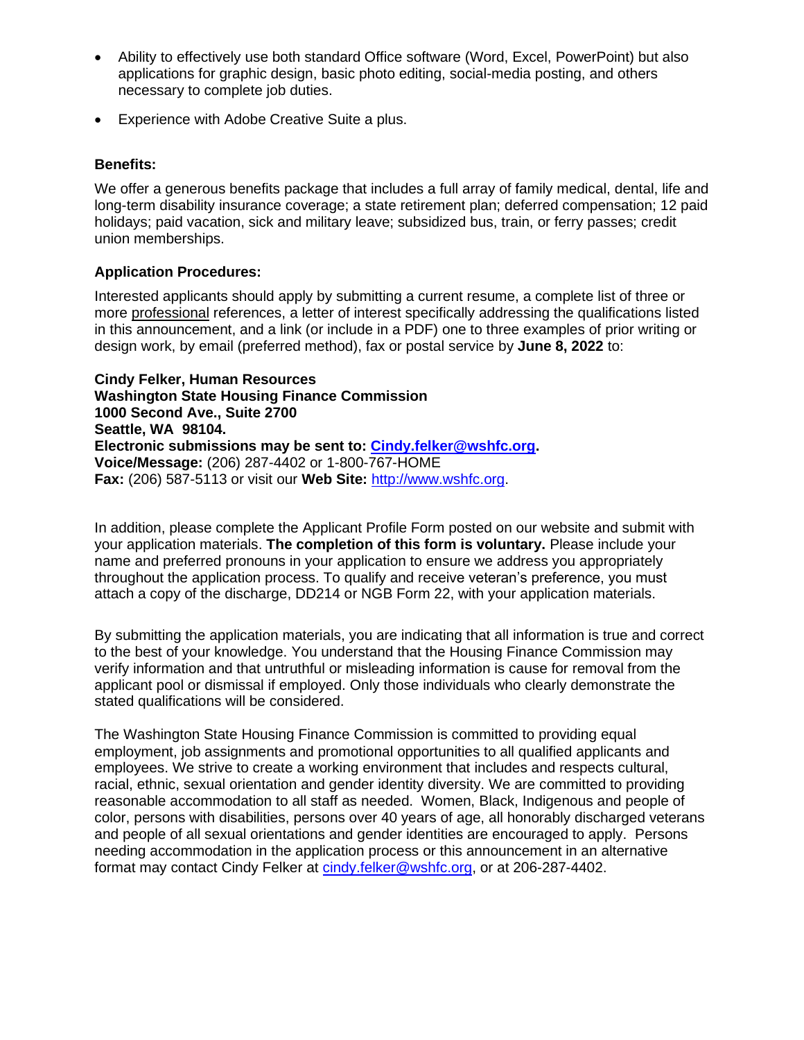- Ability to effectively use both standard Office software (Word, Excel, PowerPoint) but also applications for graphic design, basic photo editing, social-media posting, and others necessary to complete job duties.
- Experience with Adobe Creative Suite a plus.

**Benefits:**

We offer a generous benefits package that includes a full array of family medical, dental, life and long-term disability insurance coverage; a state retirement plan; deferred compensation; 12 paid holidays; paid vacation, sick and military leave; subsidized bus, train, or ferry passes; credit union memberships.

**Application Procedures:**

Interested applicants should apply by submitting a current resume, a complete list of three or more professional references, a letter of interest specifically addressing the qualifications listed in this announcement, and a link (or include in a PDF) one to three examples of prior writing or design work, by email (preferred method), fax or postal service by **June 8, 2022** to:

**Cindy Felker, Human Resources**
**Washington State Housing Finance Commission**
**1000 Second Ave., Suite 2700**
**Seattle, WA 98104.**
**Electronic submissions may be sent to: Cindy.felker@wshfc.org.**
**Voice/Message:** (206) 287-4402 or 1-800-767-HOME
**Fax:** (206) 587-5113 or visit our **Web Site:** http://www.wshfc.org.

In addition, please complete the Applicant Profile Form posted on our website and submit with your application materials. **The completion of this form is voluntary.** Please include your name and preferred pronouns in your application to ensure we address you appropriately throughout the application process. To qualify and receive veteran's preference, you must attach a copy of the discharge, DD214 or NGB Form 22, with your application materials.

By submitting the application materials, you are indicating that all information is true and correct to the best of your knowledge. You understand that the Housing Finance Commission may verify information and that untruthful or misleading information is cause for removal from the applicant pool or dismissal if employed. Only those individuals who clearly demonstrate the stated qualifications will be considered.

The Washington State Housing Finance Commission is committed to providing equal employment, job assignments and promotional opportunities to all qualified applicants and employees. We strive to create a working environment that includes and respects cultural, racial, ethnic, sexual orientation and gender identity diversity. We are committed to providing reasonable accommodation to all staff as needed. Women, Black, Indigenous and people of color, persons with disabilities, persons over 40 years of age, all honorably discharged veterans and people of all sexual orientations and gender identities are encouraged to apply. Persons needing accommodation in the application process or this announcement in an alternative format may contact Cindy Felker at cindy.felker@wshfc.org, or at 206-287-4402.